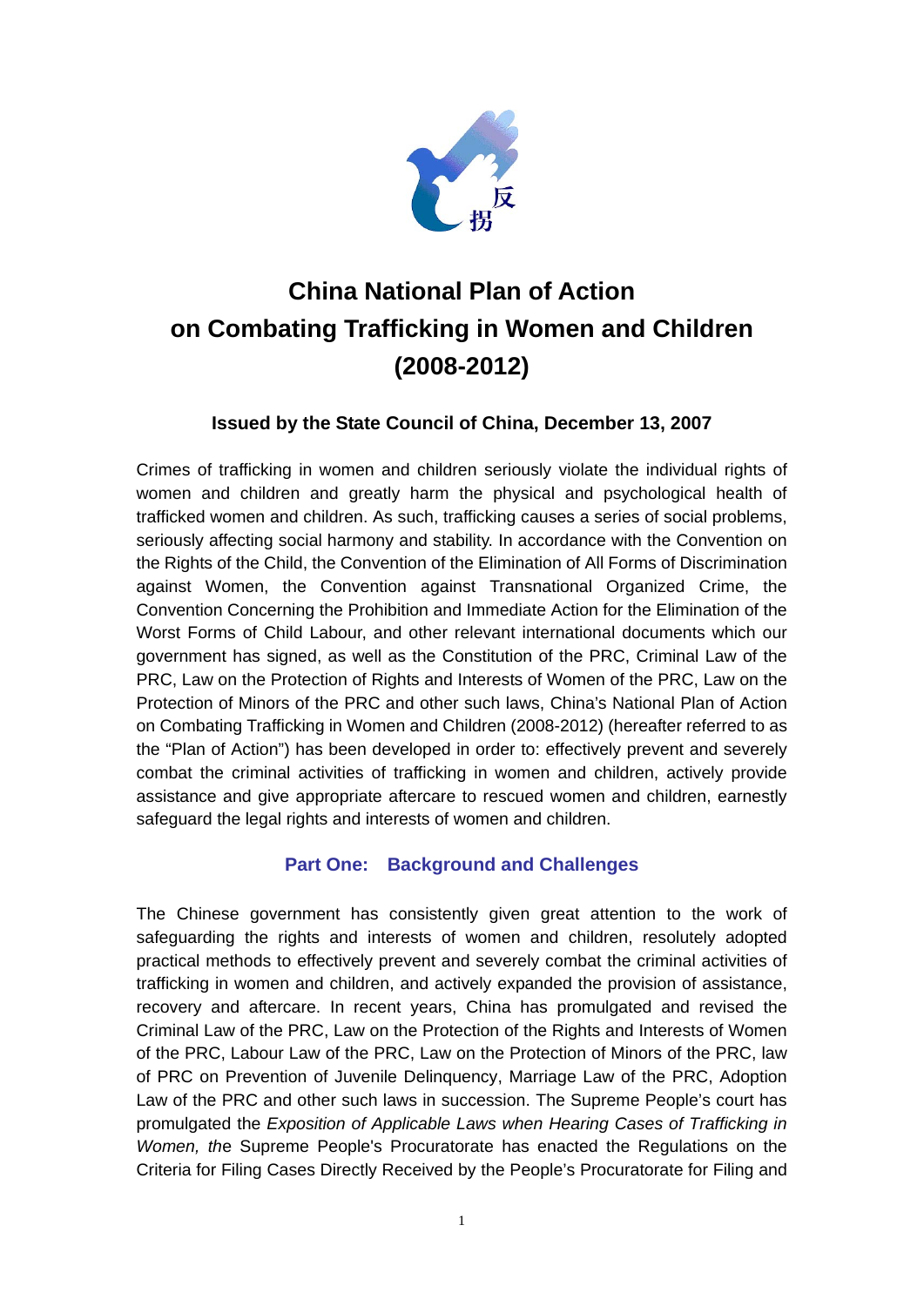反拐

# China National Plan of Action on Combating Trafficking in Women and Children (2008-2012)

### Issued by the State Council of China, December 13, 2007

Crimes of trafficking in women and children seriously violate the individual rights of women and children and greatly harm the physical and psychological health of trafficked women and children. As such, trafficking causes a series of social problems, seriously affecting social harmony and stability. In accordance with the Convention on the Rights of the Child, the Convention of the Elimination of All Forms of Discrimination against Women, the Convention against Transnational Organized Crime, the Convention Concerning the Prohibition and Immediate Action for the Elimination of the Worst Forms of Child Labour, and other relevant international documents which our government has signed, as well as the Constitution of the PRC, Criminal Law of the PRC, Law on the Protection of Rights and Interests of Women of the PRC, Law on the Protection of Minors of the PRC and other such laws, China's National Plan of Action on Combating Trafficking in Women and Children (2008-2012) (hereafter referred to as the "Plan of Action") has been developed in order to: effectively prevent and severely combat the criminal activities of trafficking in women and children, actively provide assistance and give appropriate aftercare to rescued women and children, earnestly safeguard the legal rights and interests of women and children.

## Part One: Background and Challenges

The Chinese government has consistently given great attention to the work of safeguarding the rights and interests of women and children, resolutely adopted practical methods to effectively prevent and severely combat the criminal activities of trafficking in women and children, and actively expanded the provision of assistance, recovery and aftercare. In recent years, China has promulgated and revised the Criminal Law of the PRC, Law on the Protection of the Rights and Interests of Women of the PRC, Labour Law of the PRC, Law on the Protection of Minors of the PRC, law of PRC on Prevention of Juvenile Delinquency, Marriage Law of the PRC, Adoption Law of the PRC and other such laws in succession. The Supreme People's court has promulgated the *Exposition of Applicable Laws when Hearing Cases of Trafficking in Women, th*e Supreme People's Procuratorate has enacted the Regulations on the Criteria for Filing Cases Directly Received by the People's Procuratorate for Filing and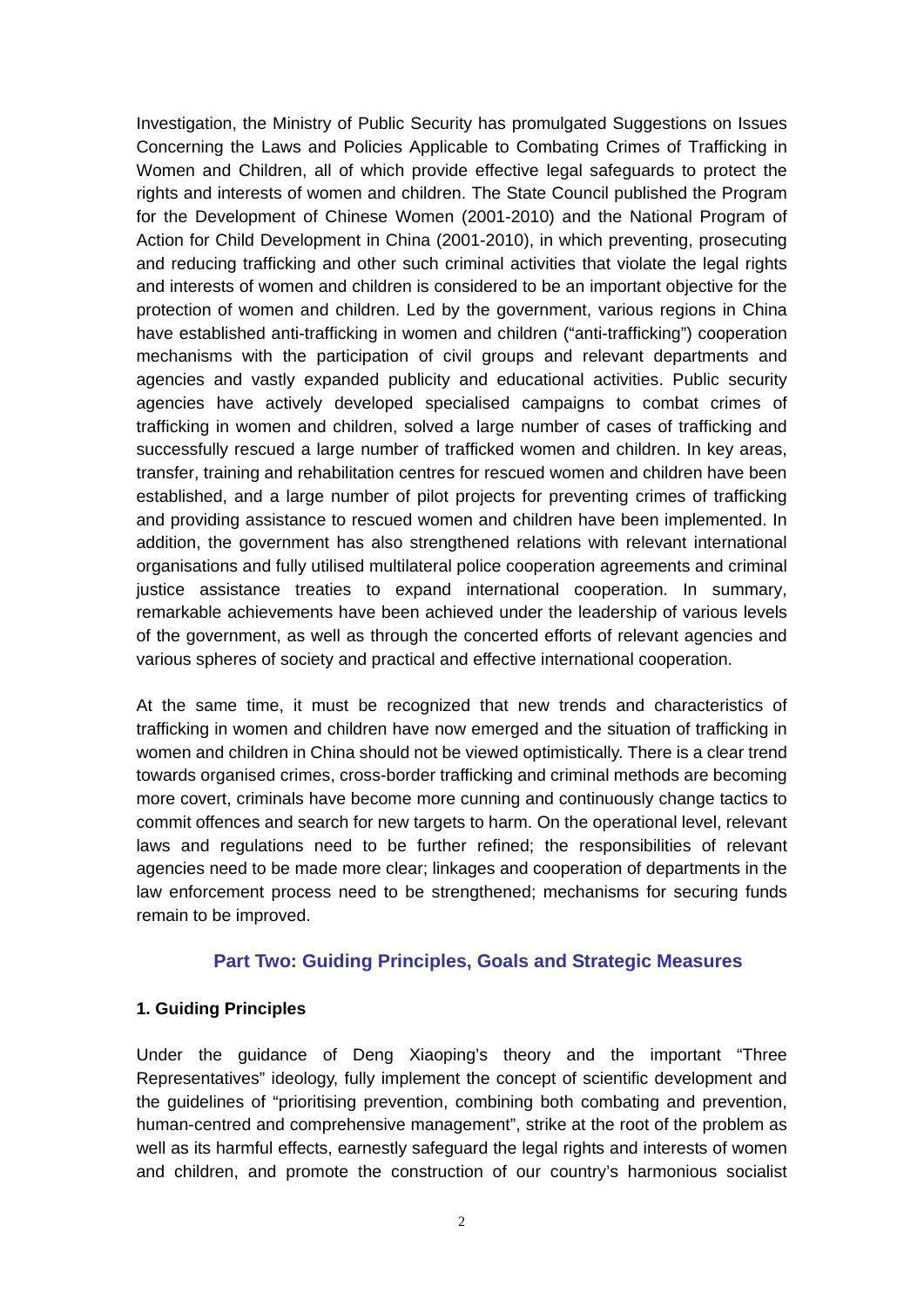Investigation, the Ministry of Public Security has promulgated Suggestions on Issues Concerning the Laws and Policies Applicable to Combating Crimes of Trafficking in Women and Children, all of which provide effective legal safeguards to protect the rights and interests of women and children. The State Council published the Program for the Development of Chinese Women (2001-2010) and the National Program of Action for Child Development in China (2001-2010), in which preventing, prosecuting and reducing trafficking and other such criminal activities that violate the legal rights and interests of women and children is considered to be an important objective for the protection of women and children. Led by the government, various regions in China have established anti-trafficking in women and children ("anti-trafficking") cooperation mechanisms with the participation of civil groups and relevant departments and agencies and vastly expanded publicity and educational activities. Public security agencies have actively developed specialised campaigns to combat crimes of trafficking in women and children, solved a large number of cases of trafficking and successfully rescued a large number of trafficked women and children. In key areas, transfer, training and rehabilitation centres for rescued women and children have been established, and a large number of pilot projects for preventing crimes of trafficking and providing assistance to rescued women and children have been implemented. In addition, the government has also strengthened relations with relevant international organisations and fully utilised multilateral police cooperation agreements and criminal justice assistance treaties to expand international cooperation. In summary, remarkable achievements have been achieved under the leadership of various levels of the government, as well as through the concerted efforts of relevant agencies and various spheres of society and practical and effective international cooperation.

At the same time, it must be recognized that new trends and characteristics of trafficking in women and children have now emerged and the situation of trafficking in women and children in China should not be viewed optimistically. There is a clear trend towards organised crimes, cross-border trafficking and criminal methods are becoming more covert, criminals have become more cunning and continuously change tactics to commit offences and search for new targets to harm. On the operational level, relevant laws and regulations need to be further refined; the responsibilities of relevant agencies need to be made more clear; linkages and cooperation of departments in the law enforcement process need to be strengthened; mechanisms for securing funds remain to be improved.

## Part Two: Guiding Principles, Goals and Strategic Measures

### 1. Guiding Principles

Under the guidance of Deng Xiaoping's theory and the important "Three Representatives" ideology, fully implement the concept of scientific development and the guidelines of "prioritising prevention, combining both combating and prevention, human-centred and comprehensive management", strike at the root of the problem as well as its harmful effects, earnestly safeguard the legal rights and interests of women and children, and promote the construction of our country's harmonious socialist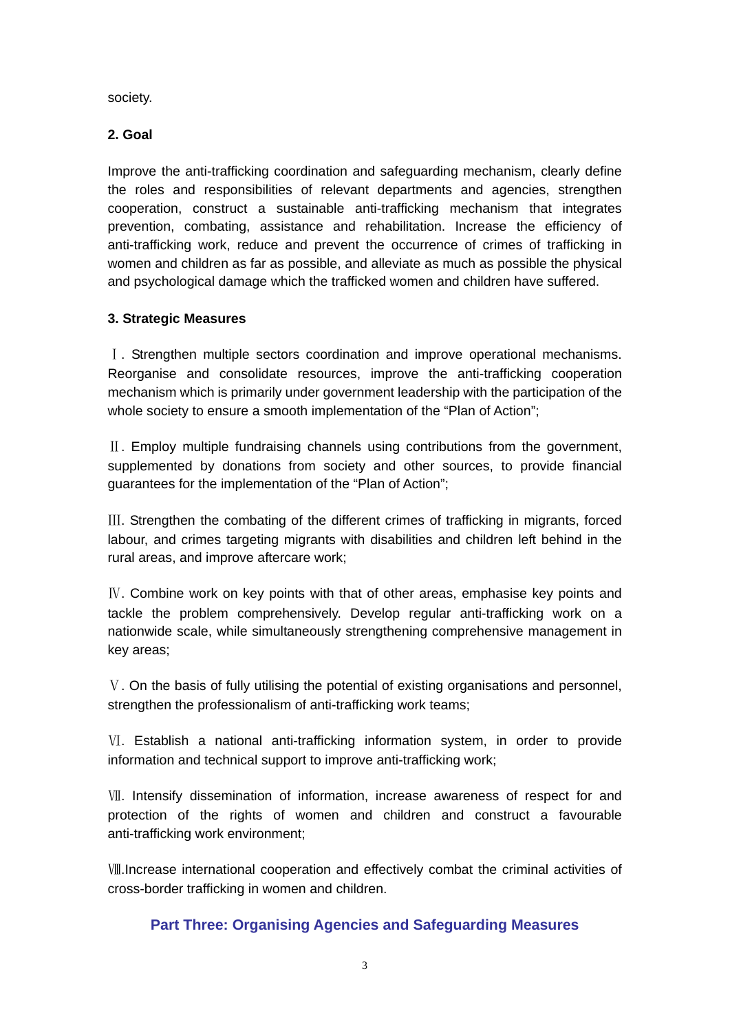society.

**2. Goal**

Improve the anti-trafficking coordination and safeguarding mechanism, clearly define the roles and responsibilities of relevant departments and agencies, strengthen cooperation, construct a sustainable anti-trafficking mechanism that integrates prevention, combating, assistance and rehabilitation. Increase the efficiency of anti-trafficking work, reduce and prevent the occurrence of crimes of trafficking in women and children as far as possible, and alleviate as much as possible the physical and psychological damage which the trafficked women and children have suffered.

**3. Strategic Measures**

Ⅰ. Strengthen multiple sectors coordination and improve operational mechanisms. Reorganise and consolidate resources, improve the anti-trafficking cooperation mechanism which is primarily under government leadership with the participation of the whole society to ensure a smooth implementation of the “Plan of Action”;

Ⅱ. Employ multiple fundraising channels using contributions from the government, supplemented by donations from society and other sources, to provide financial guarantees for the implementation of the “Plan of Action”;

Ⅲ. Strengthen the combating of the different crimes of trafficking in migrants, forced labour, and crimes targeting migrants with disabilities and children left behind in the rural areas, and improve aftercare work;

Ⅳ. Combine work on key points with that of other areas, emphasise key points and tackle the problem comprehensively. Develop regular anti-trafficking work on a nationwide scale, while simultaneously strengthening comprehensive management in key areas;

Ⅴ. On the basis of fully utilising the potential of existing organisations and personnel, strengthen the professionalism of anti-trafficking work teams;

Ⅵ. Establish a national anti-trafficking information system, in order to provide information and technical support to improve anti-trafficking work;

Ⅶ. Intensify dissemination of information, increase awareness of respect for and protection of the rights of women and children and construct a favourable anti-trafficking work environment;

Ⅷ.Increase international cooperation and effectively combat the criminal activities of cross-border trafficking in women and children.

## Part Three: Organising Agencies and Safeguarding Measures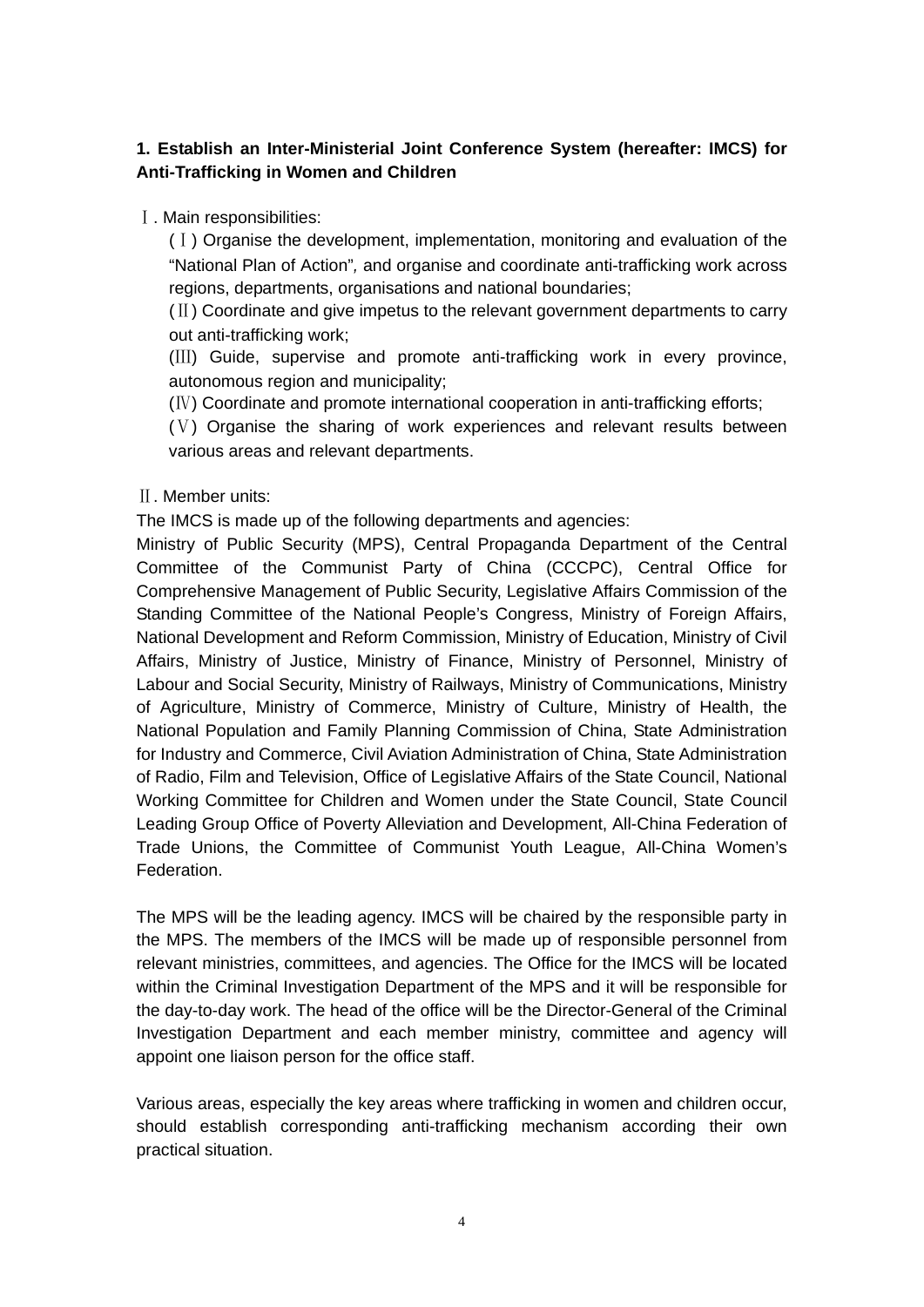**1. Establish an Inter-Ministerial Joint Conference System (hereafter: IMCS) for Anti-Trafficking in Women and Children**

Ⅰ. Main responsibilities:

(Ⅰ) Organise the development, implementation, monitoring and evaluation of the "National Plan of Action", and organise and coordinate anti-trafficking work across regions, departments, organisations and national boundaries;

(Ⅱ) Coordinate and give impetus to the relevant government departments to carry out anti-trafficking work;

(Ⅲ) Guide, supervise and promote anti-trafficking work in every province, autonomous region and municipality;

(Ⅳ) Coordinate and promote international cooperation in anti-trafficking efforts;

(Ⅴ) Organise the sharing of work experiences and relevant results between various areas and relevant departments.

Ⅱ. Member units:

The IMCS is made up of the following departments and agencies:

Ministry of Public Security (MPS), Central Propaganda Department of the Central Committee of the Communist Party of China (CCCPC), Central Office for Comprehensive Management of Public Security, Legislative Affairs Commission of the Standing Committee of the National People's Congress, Ministry of Foreign Affairs, National Development and Reform Commission, Ministry of Education, Ministry of Civil Affairs, Ministry of Justice, Ministry of Finance, Ministry of Personnel, Ministry of Labour and Social Security, Ministry of Railways, Ministry of Communications, Ministry of Agriculture, Ministry of Commerce, Ministry of Culture, Ministry of Health, the National Population and Family Planning Commission of China, State Administration for Industry and Commerce, Civil Aviation Administration of China, State Administration of Radio, Film and Television, Office of Legislative Affairs of the State Council, National Working Committee for Children and Women under the State Council, State Council Leading Group Office of Poverty Alleviation and Development, All-China Federation of Trade Unions, the Committee of Communist Youth League, All-China Women's Federation.

The MPS will be the leading agency. IMCS will be chaired by the responsible party in the MPS. The members of the IMCS will be made up of responsible personnel from relevant ministries, committees, and agencies. The Office for the IMCS will be located within the Criminal Investigation Department of the MPS and it will be responsible for the day-to-day work. The head of the office will be the Director-General of the Criminal Investigation Department and each member ministry, committee and agency will appoint one liaison person for the office staff.

Various areas, especially the key areas where trafficking in women and children occur, should establish corresponding anti-trafficking mechanism according their own practical situation.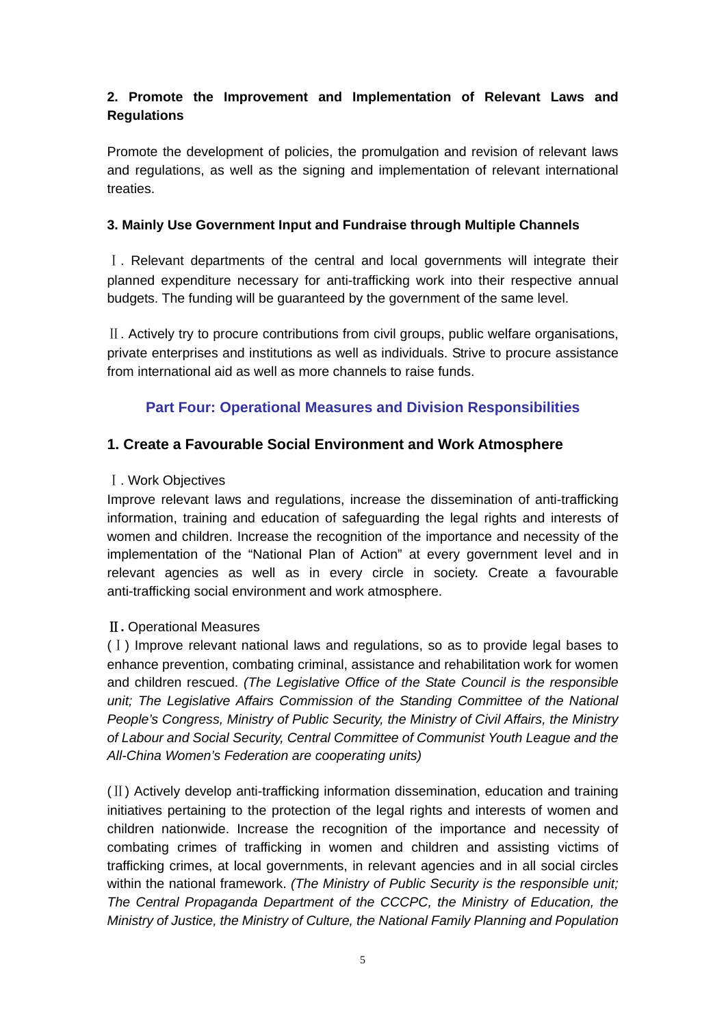### 2. Promote the Improvement and Implementation of Relevant Laws and Regulations

Promote the development of policies, the promulgation and revision of relevant laws and regulations, as well as the signing and implementation of relevant international treaties.

### 3. Mainly Use Government Input and Fundraise through Multiple Channels

Ⅰ. Relevant departments of the central and local governments will integrate their planned expenditure necessary for anti-trafficking work into their respective annual budgets. The funding will be guaranteed by the government of the same level.

Ⅱ. Actively try to procure contributions from civil groups, public welfare organisations, private enterprises and institutions as well as individuals. Strive to procure assistance from international aid as well as more channels to raise funds.

## Part Four: Operational Measures and Division Responsibilities

### 1. Create a Favourable Social Environment and Work Atmosphere

Ⅰ. Work Objectives

Improve relevant laws and regulations, increase the dissemination of anti-trafficking information, training and education of safeguarding the legal rights and interests of women and children. Increase the recognition of the importance and necessity of the implementation of the “National Plan of Action” at every government level and in relevant agencies as well as in every circle in society. Create a favourable anti-trafficking social environment and work atmosphere.

**Ⅱ.** Operational Measures

(Ⅰ) Improve relevant national laws and regulations, so as to provide legal bases to enhance prevention, combating criminal, assistance and rehabilitation work for women and children rescued. *(The Legislative Office of the State Council is the responsible unit; The Legislative Affairs Commission of the Standing Committee of the National People’s Congress, Ministry of Public Security, the Ministry of Civil Affairs, the Ministry of Labour and Social Security, Central Committee of Communist Youth League and the All-China Women’s Federation are cooperating units)*

(Ⅱ) Actively develop anti-trafficking information dissemination, education and training initiatives pertaining to the protection of the legal rights and interests of women and children nationwide. Increase the recognition of the importance and necessity of combating crimes of trafficking in women and children and assisting victims of trafficking crimes, at local governments, in relevant agencies and in all social circles within the national framework. *(The Ministry of Public Security is the responsible unit; The Central Propaganda Department of the CCCPC, the Ministry of Education, the Ministry of Justice, the Ministry of Culture, the National Family Planning and Population*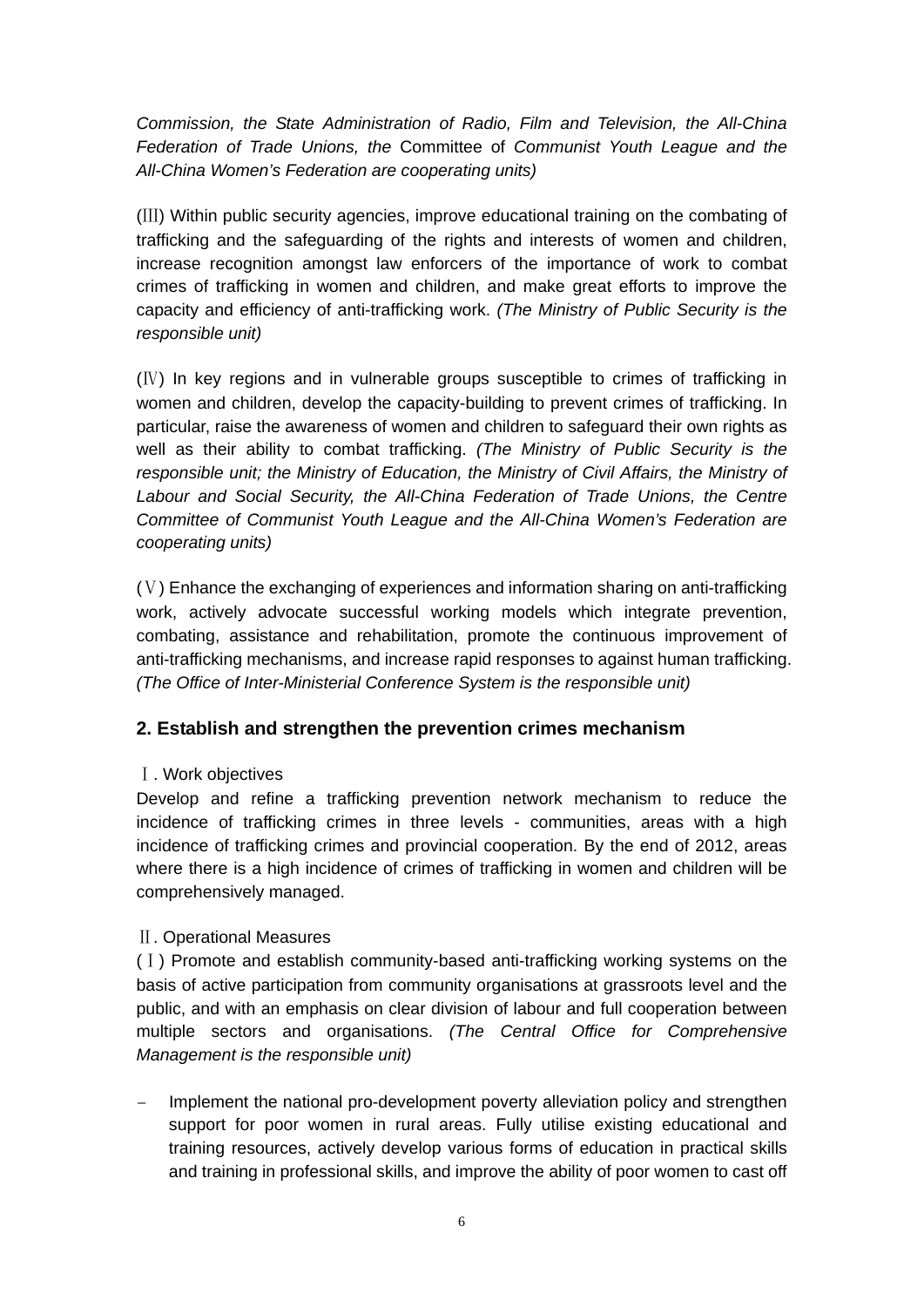*Commission, the State Administration of Radio, Film and Television, the All-China Federation of Trade Unions, the* Committee of *Communist Youth League and the All-China Women's Federation are cooperating units)*

(Ⅲ) Within public security agencies, improve educational training on the combating of trafficking and the safeguarding of the rights and interests of women and children, increase recognition amongst law enforcers of the importance of work to combat crimes of trafficking in women and children, and make great efforts to improve the capacity and efficiency of anti-trafficking work. *(The Ministry of Public Security is the responsible unit)*

(Ⅳ) In key regions and in vulnerable groups susceptible to crimes of trafficking in women and children, develop the capacity-building to prevent crimes of trafficking. In particular, raise the awareness of women and children to safeguard their own rights as well as their ability to combat trafficking. *(The Ministry of Public Security is the responsible unit; the Ministry of Education, the Ministry of Civil Affairs, the Ministry of Labour and Social Security, the All-China Federation of Trade Unions, the Centre Committee of Communist Youth League and the All-China Women's Federation are cooperating units)*

(Ⅴ) Enhance the exchanging of experiences and information sharing on anti-trafficking work, actively advocate successful working models which integrate prevention, combating, assistance and rehabilitation, promote the continuous improvement of anti-trafficking mechanisms, and increase rapid responses to against human trafficking. *(The Office of Inter-Ministerial Conference System is the responsible unit)*

### 2. Establish and strengthen the prevention crimes mechanism

Ⅰ. Work objectives

Develop and refine a trafficking prevention network mechanism to reduce the incidence of trafficking crimes in three levels - communities, areas with a high incidence of trafficking crimes and provincial cooperation. By the end of 2012, areas where there is a high incidence of crimes of trafficking in women and children will be comprehensively managed.

Ⅱ. Operational Measures

(Ⅰ) Promote and establish community-based anti-trafficking working systems on the basis of active participation from community organisations at grassroots level and the public, and with an emphasis on clear division of labour and full cooperation between multiple sectors and organisations. *(The Central Office for Comprehensive Management is the responsible unit)*

- Implement the national pro-development poverty alleviation policy and strengthen support for poor women in rural areas. Fully utilise existing educational and training resources, actively develop various forms of education in practical skills and training in professional skills, and improve the ability of poor women to cast off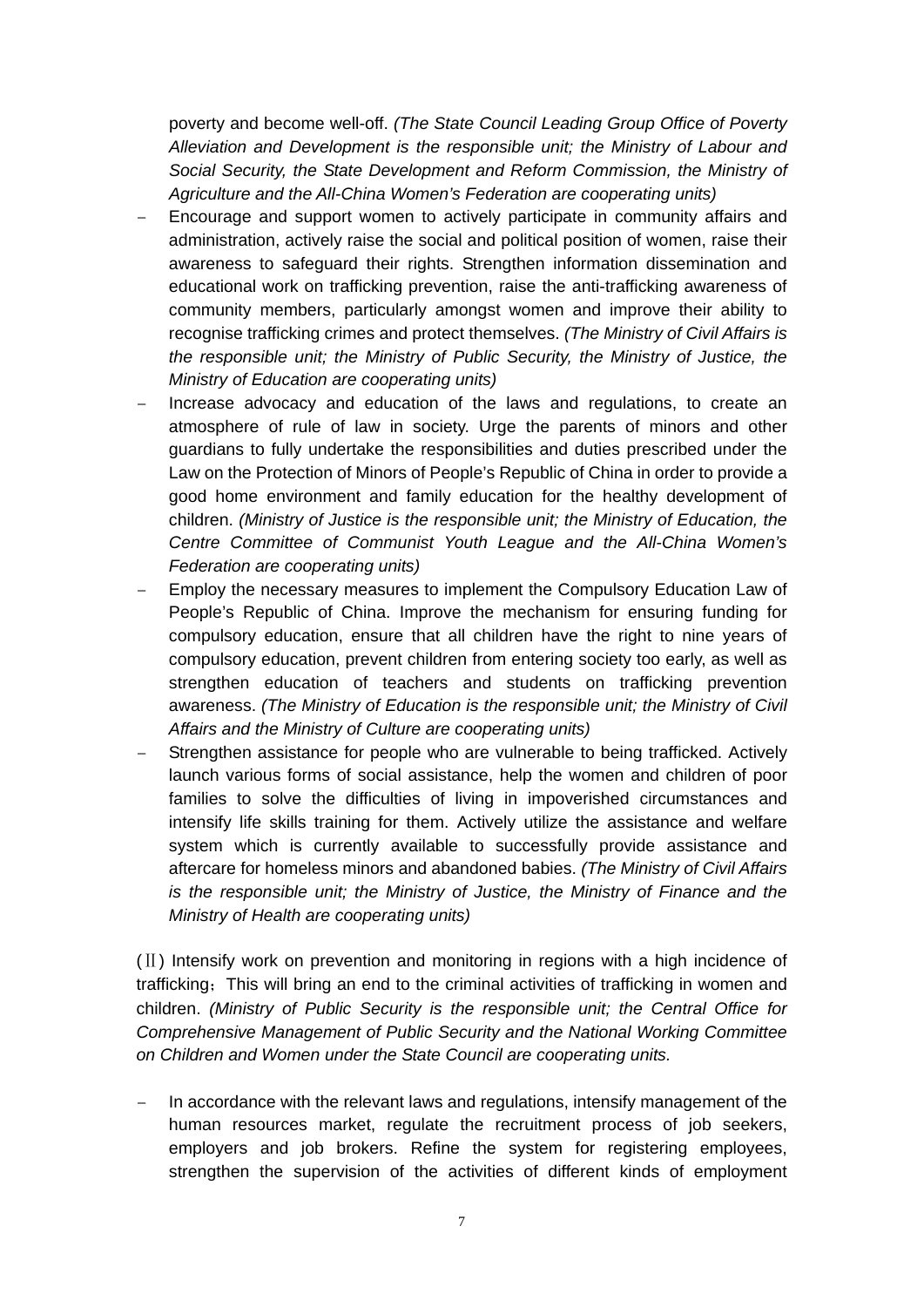poverty and become well-off. *(The State Council Leading Group Office of Poverty Alleviation and Development is the responsible unit; the Ministry of Labour and Social Security, the State Development and Reform Commission, the Ministry of Agriculture and the All-China Women's Federation are cooperating units)*

- Encourage and support women to actively participate in community affairs and administration, actively raise the social and political position of women, raise their awareness to safeguard their rights. Strengthen information dissemination and educational work on trafficking prevention, raise the anti-trafficking awareness of community members, particularly amongst women and improve their ability to recognise trafficking crimes and protect themselves. *(The Ministry of Civil Affairs is the responsible unit; the Ministry of Public Security, the Ministry of Justice, the Ministry of Education are cooperating units)*
- Increase advocacy and education of the laws and regulations, to create an atmosphere of rule of law in society. Urge the parents of minors and other guardians to fully undertake the responsibilities and duties prescribed under the Law on the Protection of Minors of People's Republic of China in order to provide a good home environment and family education for the healthy development of children. *(Ministry of Justice is the responsible unit; the Ministry of Education, the Centre Committee of Communist Youth League and the All-China Women's Federation are cooperating units)*
- Employ the necessary measures to implement the Compulsory Education Law of People's Republic of China. Improve the mechanism for ensuring funding for compulsory education, ensure that all children have the right to nine years of compulsory education, prevent children from entering society too early, as well as strengthen education of teachers and students on trafficking prevention awareness. *(The Ministry of Education is the responsible unit; the Ministry of Civil Affairs and the Ministry of Culture are cooperating units)*
- Strengthen assistance for people who are vulnerable to being trafficked. Actively launch various forms of social assistance, help the women and children of poor families to solve the difficulties of living in impoverished circumstances and intensify life skills training for them. Actively utilize the assistance and welfare system which is currently available to successfully provide assistance and aftercare for homeless minors and abandoned babies. *(The Ministry of Civil Affairs is the responsible unit; the Ministry of Justice, the Ministry of Finance and the Ministry of Health are cooperating units)*

(Ⅱ) Intensify work on prevention and monitoring in regions with a high incidence of trafficking；This will bring an end to the criminal activities of trafficking in women and children. *(Ministry of Public Security is the responsible unit; the Central Office for Comprehensive Management of Public Security and the National Working Committee on Children and Women under the State Council are cooperating units.*

- In accordance with the relevant laws and regulations, intensify management of the human resources market, regulate the recruitment process of job seekers, employers and job brokers. Refine the system for registering employees, strengthen the supervision of the activities of different kinds of employment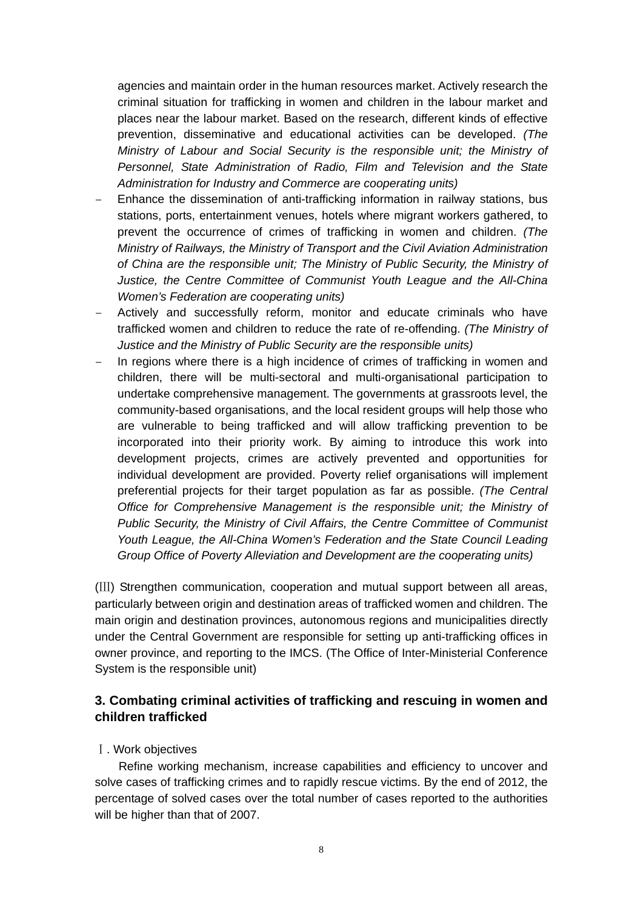agencies and maintain order in the human resources market. Actively research the criminal situation for trafficking in women and children in the labour market and places near the labour market. Based on the research, different kinds of effective prevention, disseminative and educational activities can be developed. *(The Ministry of Labour and Social Security is the responsible unit; the Ministry of Personnel, State Administration of Radio, Film and Television and the State Administration for Industry and Commerce are cooperating units)*

- Enhance the dissemination of anti-trafficking information in railway stations, bus stations, ports, entertainment venues, hotels where migrant workers gathered, to prevent the occurrence of crimes of trafficking in women and children. *(The Ministry of Railways, the Ministry of Transport and the Civil Aviation Administration of China are the responsible unit; The Ministry of Public Security, the Ministry of Justice, the Centre Committee of Communist Youth League and the All-China Women's Federation are cooperating units)*
- Actively and successfully reform, monitor and educate criminals who have trafficked women and children to reduce the rate of re-offending. *(The Ministry of Justice and the Ministry of Public Security are the responsible units)*
- In regions where there is a high incidence of crimes of trafficking in women and children, there will be multi-sectoral and multi-organisational participation to undertake comprehensive management. The governments at grassroots level, the community-based organisations, and the local resident groups will help those who are vulnerable to being trafficked and will allow trafficking prevention to be incorporated into their priority work. By aiming to introduce this work into development projects, crimes are actively prevented and opportunities for individual development are provided. Poverty relief organisations will implement preferential projects for their target population as far as possible. *(The Central Office for Comprehensive Management is the responsible unit; the Ministry of Public Security, the Ministry of Civil Affairs, the Centre Committee of Communist Youth League, the All-China Women's Federation and the State Council Leading Group Office of Poverty Alleviation and Development are the cooperating units)*

(Ⅲ) Strengthen communication, cooperation and mutual support between all areas, particularly between origin and destination areas of trafficked women and children. The main origin and destination provinces, autonomous regions and municipalities directly under the Central Government are responsible for setting up anti-trafficking offices in owner province, and reporting to the IMCS. (The Office of Inter-Ministerial Conference System is the responsible unit)

### 3. Combating criminal activities of trafficking and rescuing in women and children trafficked

Ⅰ. Work objectives

Refine working mechanism, increase capabilities and efficiency to uncover and solve cases of trafficking crimes and to rapidly rescue victims. By the end of 2012, the percentage of solved cases over the total number of cases reported to the authorities will be higher than that of 2007.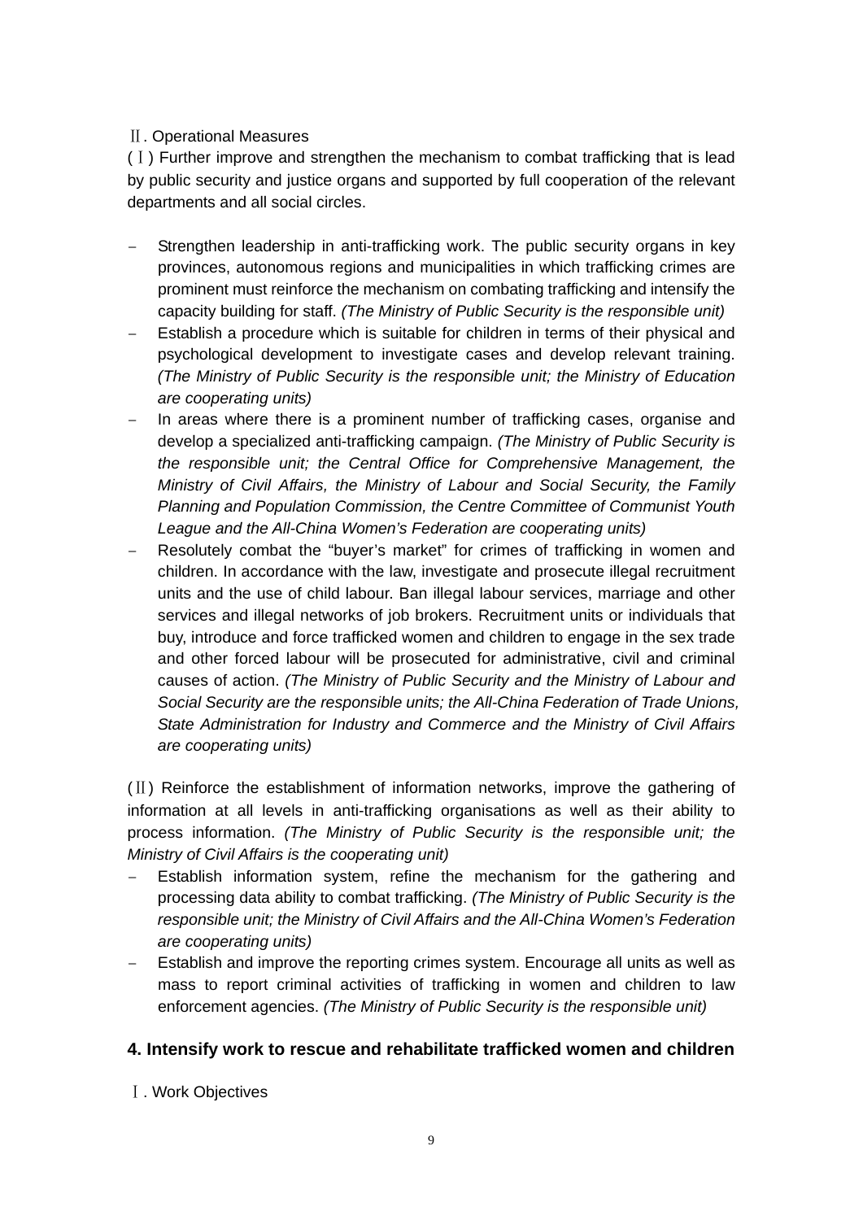Ⅱ. Operational Measures

(Ⅰ) Further improve and strengthen the mechanism to combat trafficking that is lead by public security and justice organs and supported by full cooperation of the relevant departments and all social circles.

- Strengthen leadership in anti-trafficking work. The public security organs in key provinces, autonomous regions and municipalities in which trafficking crimes are prominent must reinforce the mechanism on combating trafficking and intensify the capacity building for staff. *(The Ministry of Public Security is the responsible unit)*
- Establish a procedure which is suitable for children in terms of their physical and psychological development to investigate cases and develop relevant training. *(The Ministry of Public Security is the responsible unit; the Ministry of Education are cooperating units)*
- In areas where there is a prominent number of trafficking cases, organise and develop a specialized anti-trafficking campaign. *(The Ministry of Public Security is the responsible unit; the Central Office for Comprehensive Management, the Ministry of Civil Affairs, the Ministry of Labour and Social Security, the Family Planning and Population Commission, the Centre Committee of Communist Youth League and the All-China Women's Federation are cooperating units)*
- Resolutely combat the "buyer's market" for crimes of trafficking in women and children. In accordance with the law, investigate and prosecute illegal recruitment units and the use of child labour. Ban illegal labour services, marriage and other services and illegal networks of job brokers. Recruitment units or individuals that buy, introduce and force trafficked women and children to engage in the sex trade and other forced labour will be prosecuted for administrative, civil and criminal causes of action. *(The Ministry of Public Security and the Ministry of Labour and Social Security are the responsible units; the All-China Federation of Trade Unions, State Administration for Industry and Commerce and the Ministry of Civil Affairs are cooperating units)*

(Ⅱ) Reinforce the establishment of information networks, improve the gathering of information at all levels in anti-trafficking organisations as well as their ability to process information. *(The Ministry of Public Security is the responsible unit; the Ministry of Civil Affairs is the cooperating unit)*

- Establish information system, refine the mechanism for the gathering and processing data ability to combat trafficking. *(The Ministry of Public Security is the responsible unit; the Ministry of Civil Affairs and the All-China Women's Federation are cooperating units)*
- Establish and improve the reporting crimes system. Encourage all units as well as mass to report criminal activities of trafficking in women and children to law enforcement agencies. *(The Ministry of Public Security is the responsible unit)*

## 4. Intensify work to rescue and rehabilitate trafficked women and children

Ⅰ. Work Objectives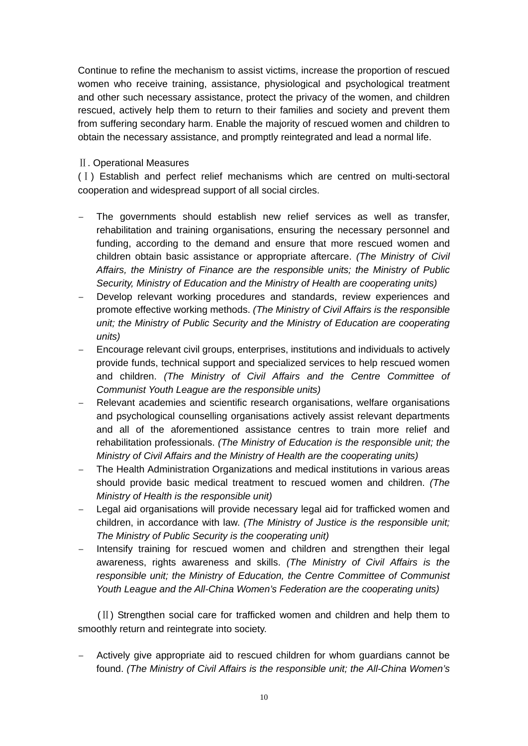Continue to refine the mechanism to assist victims, increase the proportion of rescued women who receive training, assistance, physiological and psychological treatment and other such necessary assistance, protect the privacy of the women, and children rescued, actively help them to return to their families and society and prevent them from suffering secondary harm. Enable the majority of rescued women and children to obtain the necessary assistance, and promptly reintegrated and lead a normal life.

Ⅱ. Operational Measures

(Ⅰ) Establish and perfect relief mechanisms which are centred on multi-sectoral cooperation and widespread support of all social circles.

- The governments should establish new relief services as well as transfer, rehabilitation and training organisations, ensuring the necessary personnel and funding, according to the demand and ensure that more rescued women and children obtain basic assistance or appropriate aftercare. *(The Ministry of Civil Affairs, the Ministry of Finance are the responsible units; the Ministry of Public Security, Ministry of Education and the Ministry of Health are cooperating units)*
- Develop relevant working procedures and standards, review experiences and promote effective working methods. *(The Ministry of Civil Affairs is the responsible unit; the Ministry of Public Security and the Ministry of Education are cooperating units)*
- Encourage relevant civil groups, enterprises, institutions and individuals to actively provide funds, technical support and specialized services to help rescued women and children. *(The Ministry of Civil Affairs and the Centre Committee of Communist Youth League are the responsible units)*
- Relevant academies and scientific research organisations, welfare organisations and psychological counselling organisations actively assist relevant departments and all of the aforementioned assistance centres to train more relief and rehabilitation professionals. *(The Ministry of Education is the responsible unit; the Ministry of Civil Affairs and the Ministry of Health are the cooperating units)*
- The Health Administration Organizations and medical institutions in various areas should provide basic medical treatment to rescued women and children. *(The Ministry of Health is the responsible unit)*
- Legal aid organisations will provide necessary legal aid for trafficked women and children, in accordance with law. *(The Ministry of Justice is the responsible unit; The Ministry of Public Security is the cooperating unit)*
- Intensify training for rescued women and children and strengthen their legal awareness, rights awareness and skills. *(The Ministry of Civil Affairs is the responsible unit; the Ministry of Education, the Centre Committee of Communist Youth League and the All-China Women's Federation are the cooperating units)*

(Ⅱ) Strengthen social care for trafficked women and children and help them to smoothly return and reintegrate into society.

- Actively give appropriate aid to rescued children for whom guardians cannot be found. *(The Ministry of Civil Affairs is the responsible unit; the All-China Women's*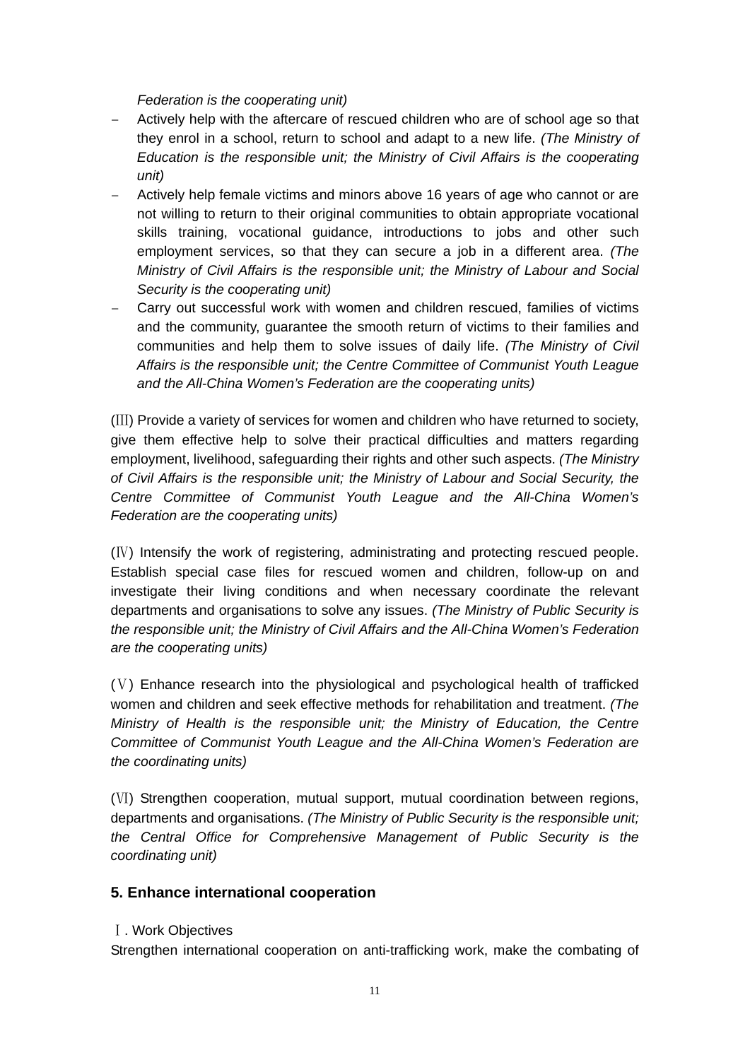*Federation is the cooperating unit)*

- Actively help with the aftercare of rescued children who are of school age so that they enrol in a school, return to school and adapt to a new life. *(The Ministry of Education is the responsible unit; the Ministry of Civil Affairs is the cooperating unit)*
- Actively help female victims and minors above 16 years of age who cannot or are not willing to return to their original communities to obtain appropriate vocational skills training, vocational guidance, introductions to jobs and other such employment services, so that they can secure a job in a different area. *(The Ministry of Civil Affairs is the responsible unit; the Ministry of Labour and Social Security is the cooperating unit)*
- Carry out successful work with women and children rescued, families of victims and the community, guarantee the smooth return of victims to their families and communities and help them to solve issues of daily life. *(The Ministry of Civil Affairs is the responsible unit; the Centre Committee of Communist Youth League and the All-China Women's Federation are the cooperating units)*

(Ⅲ) Provide a variety of services for women and children who have returned to society, give them effective help to solve their practical difficulties and matters regarding employment, livelihood, safeguarding their rights and other such aspects. *(The Ministry of Civil Affairs is the responsible unit; the Ministry of Labour and Social Security, the Centre Committee of Communist Youth League and the All-China Women's Federation are the cooperating units)*

(Ⅳ) Intensify the work of registering, administrating and protecting rescued people. Establish special case files for rescued women and children, follow-up on and investigate their living conditions and when necessary coordinate the relevant departments and organisations to solve any issues. *(The Ministry of Public Security is the responsible unit; the Ministry of Civil Affairs and the All-China Women's Federation are the cooperating units)*

(Ⅴ) Enhance research into the physiological and psychological health of trafficked women and children and seek effective methods for rehabilitation and treatment. *(The Ministry of Health is the responsible unit; the Ministry of Education, the Centre Committee of Communist Youth League and the All-China Women's Federation are the coordinating units)*

(Ⅵ) Strengthen cooperation, mutual support, mutual coordination between regions, departments and organisations. *(The Ministry of Public Security is the responsible unit; the Central Office for Comprehensive Management of Public Security is the coordinating unit)*

### 5. Enhance international cooperation

Ⅰ. Work Objectives

Strengthen international cooperation on anti-trafficking work, make the combating of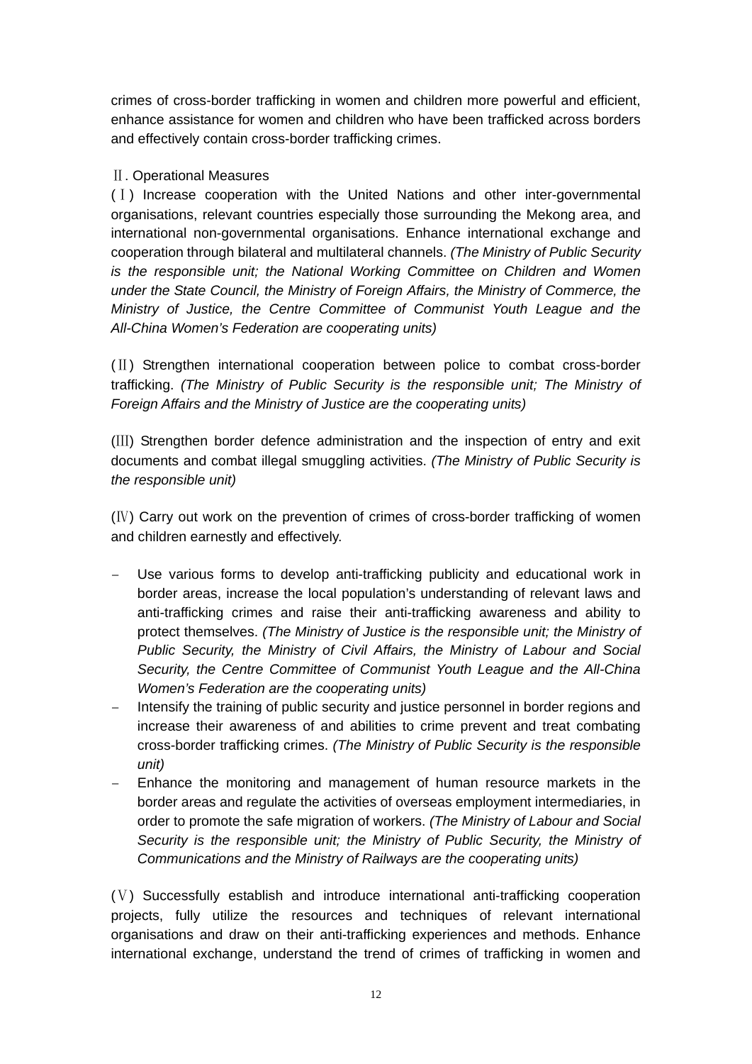crimes of cross-border trafficking in women and children more powerful and efficient, enhance assistance for women and children who have been trafficked across borders and effectively contain cross-border trafficking crimes.

Ⅱ. Operational Measures

(Ⅰ) Increase cooperation with the United Nations and other inter-governmental organisations, relevant countries especially those surrounding the Mekong area, and international non-governmental organisations. Enhance international exchange and cooperation through bilateral and multilateral channels. *(The Ministry of Public Security is the responsible unit; the National Working Committee on Children and Women under the State Council, the Ministry of Foreign Affairs, the Ministry of Commerce, the Ministry of Justice, the Centre Committee of Communist Youth League and the All-China Women's Federation are cooperating units)*

(Ⅱ) Strengthen international cooperation between police to combat cross-border trafficking. *(The Ministry of Public Security is the responsible unit; The Ministry of Foreign Affairs and the Ministry of Justice are the cooperating units)*

(Ⅲ) Strengthen border defence administration and the inspection of entry and exit documents and combat illegal smuggling activities. *(The Ministry of Public Security is the responsible unit)*

(Ⅳ) Carry out work on the prevention of crimes of cross-border trafficking of women and children earnestly and effectively.

- Use various forms to develop anti-trafficking publicity and educational work in border areas, increase the local population's understanding of relevant laws and anti-trafficking crimes and raise their anti-trafficking awareness and ability to protect themselves. *(The Ministry of Justice is the responsible unit; the Ministry of Public Security, the Ministry of Civil Affairs, the Ministry of Labour and Social Security, the Centre Committee of Communist Youth League and the All-China Women's Federation are the cooperating units)*
- Intensify the training of public security and justice personnel in border regions and increase their awareness of and abilities to crime prevent and treat combating cross-border trafficking crimes. *(The Ministry of Public Security is the responsible unit)*
- Enhance the monitoring and management of human resource markets in the border areas and regulate the activities of overseas employment intermediaries, in order to promote the safe migration of workers. *(The Ministry of Labour and Social Security is the responsible unit; the Ministry of Public Security, the Ministry of Communications and the Ministry of Railways are the cooperating units)*

(Ⅴ) Successfully establish and introduce international anti-trafficking cooperation projects, fully utilize the resources and techniques of relevant international organisations and draw on their anti-trafficking experiences and methods. Enhance international exchange, understand the trend of crimes of trafficking in women and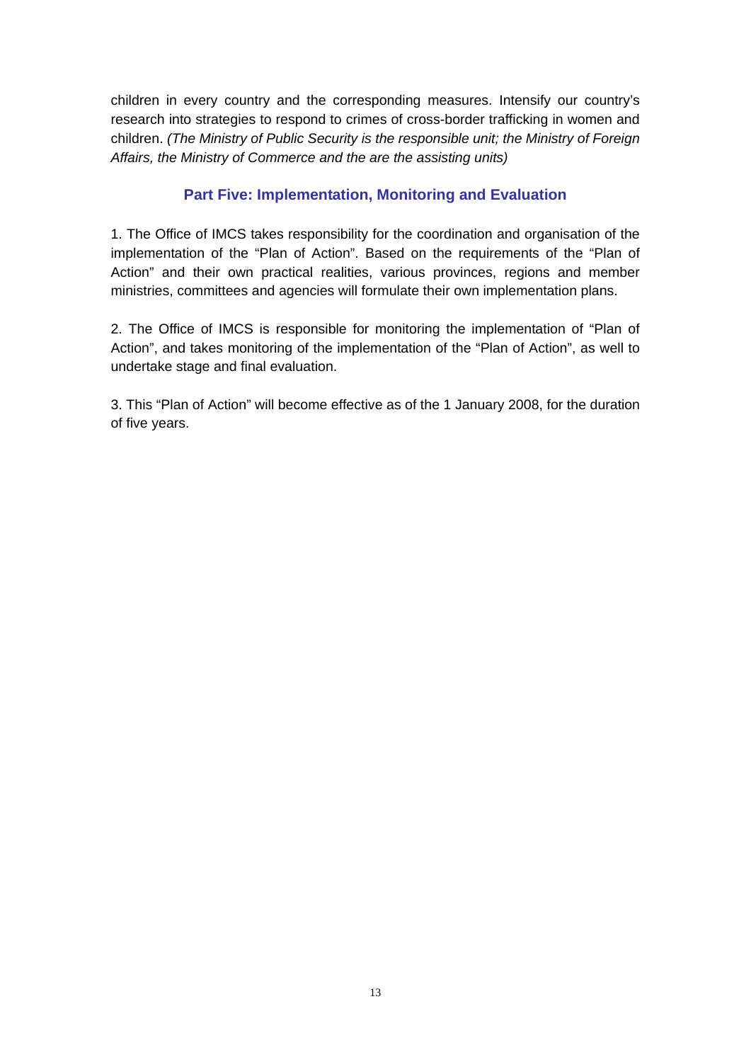children in every country and the corresponding measures. Intensify our country's research into strategies to respond to crimes of cross-border trafficking in women and children. *(The Ministry of Public Security is the responsible unit; the Ministry of Foreign Affairs, the Ministry of Commerce and the are the assisting units)*

## Part Five: Implementation, Monitoring and Evaluation

1. The Office of IMCS takes responsibility for the coordination and organisation of the implementation of the "Plan of Action". Based on the requirements of the "Plan of Action" and their own practical realities, various provinces, regions and member ministries, committees and agencies will formulate their own implementation plans.

2. The Office of IMCS is responsible for monitoring the implementation of "Plan of Action", and takes monitoring of the implementation of the "Plan of Action", as well to undertake stage and final evaluation.

3. This "Plan of Action" will become effective as of the 1 January 2008, for the duration of five years.